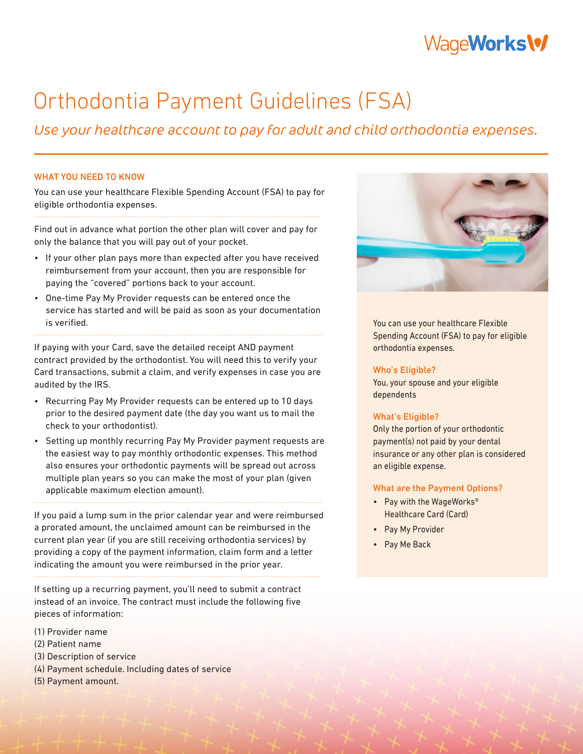# Orthodontia Payment Guidelines (FSA)

*Use your healthcare account to pay for adult and child orthodontia expenses.*

## WHAT YOU NEED TO KNOW

You can use your healthcare Flexible Spending Account (FSA) to pay for eligible orthodontia expenses.

Find out in advance what portion the other plan will cover and pay for only the balance that you will pay out of your pocket.

- If your other plan pays more than expected after you have received reimbursement from your account, then you are responsible for paying the "covered" portions back to your account.
- One-time Pay My Provider requests can be entered once the service has started and will be paid as soon as your documentation is verified.

If paying with your Card, save the detailed receipt AND payment contract provided by the orthodontist. You will need this to verify your Card transactions, submit a claim, and verify expenses in case you are audited by the IRS.

- Recurring Pay My Provider requests can be entered up to 10 days prior to the desired payment date (the day you want us to mail the check to your orthodontist).
- Setting up monthly recurring Pay My Provider payment requests are the easiest way to pay monthly orthodontic expenses. This method also ensures your orthodontic payments will be spread out across multiple plan years so you can make the most of your plan (given applicable maximum election amount).

If you paid a lump sum in the prior calendar year and were reimbursed a prorated amount, the unclaimed amount can be reimbursed in the current plan year (if you are still receiving orthodontia services) by providing a copy of the payment information, claim form and a letter indicating the amount you were reimbursed in the prior year.

If setting up a recurring payment, you'll need to submit a contract instead of an invoice. The contract must include the following five pieces of information:

(1) Provider name
(2) Patient name
(3) Description of service
(4) Payment schedule. Including dates of service
(5) Payment amount.

You can use your healthcare Flexible Spending Account (FSA) to pay for eligible orthodontia expenses.

### Who's Eligible?

You, your spouse and your eligible dependents

### What's Eligible?

Only the portion of your orthodontic payment(s) not paid by your dental insurance or any other plan is considered an eligible expense.

### What are the Payment Options?

- Pay with the WageWorks® Healthcare Card (Card)
- Pay My Provider
- Pay Me Back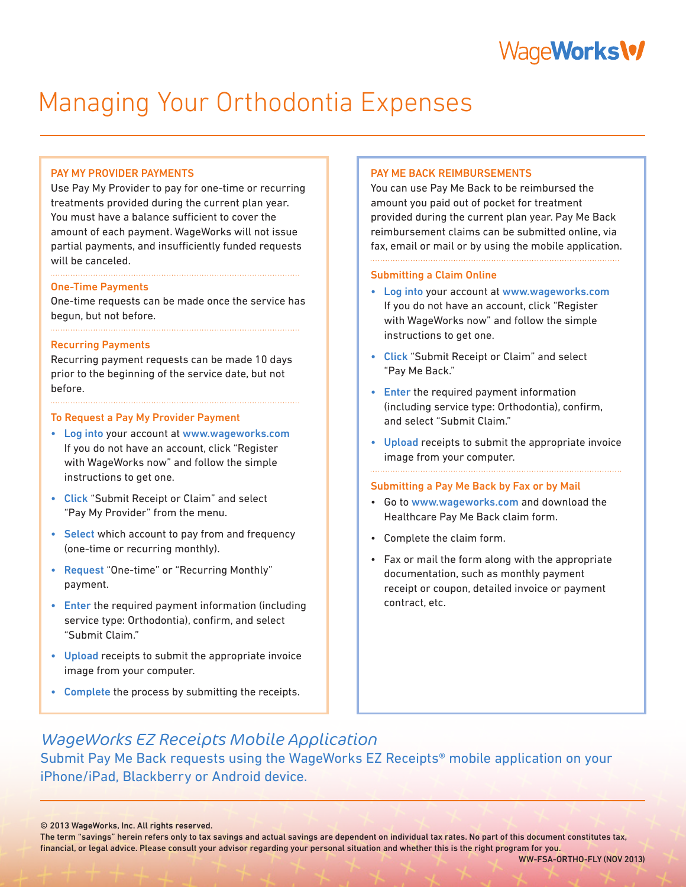WageWorks

# Managing Your Orthodontia Expenses

## PAY MY PROVIDER PAYMENTS

Use Pay My Provider to pay for one-time or recurring treatments provided during the current plan year. You must have a balance sufficient to cover the amount of each payment. WageWorks will not issue partial payments, and insufficiently funded requests will be canceled.

### One-Time Payments

One-time requests can be made once the service has begun, but not before.

### Recurring Payments

Recurring payment requests can be made 10 days prior to the beginning of the service date, but not before.

### To Request a Pay My Provider Payment

- **Log into** your account at www.wageworks.com If you do not have an account, click "Register with WageWorks now" and follow the simple instructions to get one.
- **Click** "Submit Receipt or Claim" and select "Pay My Provider" from the menu.
- **Select** which account to pay from and frequency (one-time or recurring monthly).
- **Request** "One-time" or "Recurring Monthly" payment.
- **Enter** the required payment information (including service type: Orthodontia), confirm, and select "Submit Claim."
- **Upload** receipts to submit the appropriate invoice image from your computer.
- **Complete** the process by submitting the receipts.

## PAY ME BACK REIMBURSEMENTS

You can use Pay Me Back to be reimbursed the amount you paid out of pocket for treatment provided during the current plan year. Pay Me Back reimbursement claims can be submitted online, via fax, email or mail or by using the mobile application.

### Submitting a Claim Online

- **Log into** your account at www.wageworks.com If you do not have an account, click "Register with WageWorks now" and follow the simple instructions to get one.
- **Click** "Submit Receipt or Claim" and select "Pay Me Back."
- **Enter** the required payment information (including service type: Orthodontia), confirm, and select "Submit Claim."
- **Upload** receipts to submit the appropriate invoice image from your computer.

### Submitting a Pay Me Back by Fax or by Mail

- Go to www.wageworks.com and download the Healthcare Pay Me Back claim form.
- Complete the claim form.
- Fax or mail the form along with the appropriate documentation, such as monthly payment receipt or coupon, detailed invoice or payment contract, etc.

## *WageWorks EZ Receipts Mobile Application*

Submit Pay Me Back requests using the WageWorks EZ Receipts® mobile application on your iPhone/iPad, Blackberry or Android device.

© 2013 WageWorks, Inc. All rights reserved.
The term "savings" herein refers only to tax savings and actual savings are dependent on individual tax rates. No part of this document constitutes tax, financial, or legal advice. Please consult your advisor regarding your personal situation and whether this is the right program for you.

WW-FSA-ORTHO-FLY (NOV 2013)